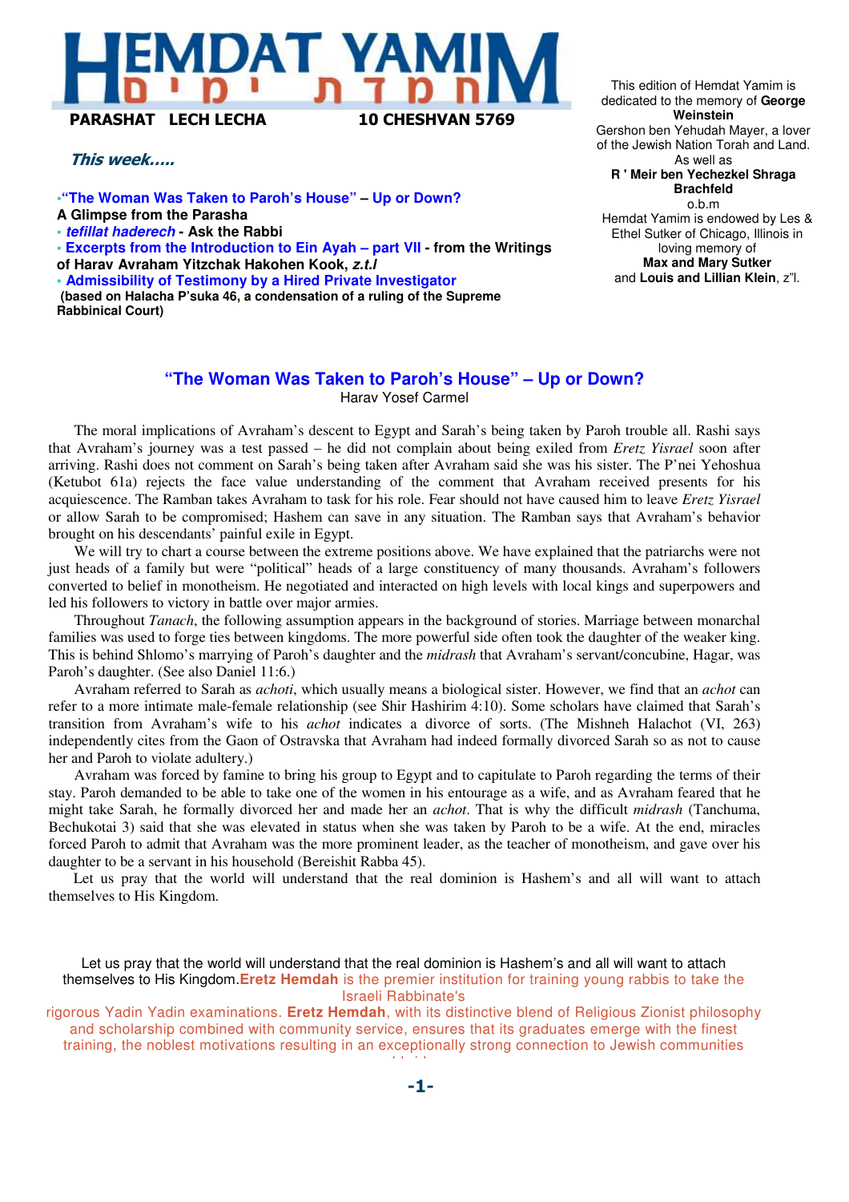# HEMDAT YAMIM
# חמדת ימים

**PARASHAT LECH LECHA** **10 CHESHVAN 5769**

This edition of Hemdat Yamim is dedicated to the memory of **George Weinstein**
Gershon ben Yehudah Mayer, a lover of the Jewish Nation Torah and Land.
As well as
**R ' Meir ben Yechezkel Shraga Brachfeld**
o.b.m
Hemdat Yamim is endowed by Les & Ethel Sutker of Chicago, Illinois in loving memory of
**Max and Mary Sutker**
and **Louis and Lillian Klein**, z"l.

***This week.....***

- **"The Woman Was Taken to Paroh's House" – Up or Down?**
**A Glimpse from the Parasha**
- ***tefillat haderech*** **- Ask the Rabbi**
- **Excerpts from the Introduction to Ein Ayah – part VII - from the Writings of Harav Avraham Yitzchak Hakohen Kook, *z.t.l***
- **Admissibility of Testimony by a Hired Private Investigator**
**(based on Halacha P'suka 46, a condensation of a ruling of the Supreme Rabbinical Court)**

## "The Woman Was Taken to Paroh's House" – Up or Down?

Harav Yosef Carmel

The moral implications of Avraham's descent to Egypt and Sarah's being taken by Paroh trouble all. Rashi says that Avraham's journey was a test passed – he did not complain about being exiled from *Eretz Yisrael* soon after arriving. Rashi does not comment on Sarah's being taken after Avraham said she was his sister. The P'nei Yehoshua (Ketubot 61a) rejects the face value understanding of the comment that Avraham received presents for his acquiescence. The Ramban takes Avraham to task for his role. Fear should not have caused him to leave *Eretz Yisrael* or allow Sarah to be compromised; Hashem can save in any situation. The Ramban says that Avraham's behavior brought on his descendants' painful exile in Egypt.

We will try to chart a course between the extreme positions above. We have explained that the patriarchs were not just heads of a family but were "political" heads of a large constituency of many thousands. Avraham's followers converted to belief in monotheism. He negotiated and interacted on high levels with local kings and superpowers and led his followers to victory in battle over major armies.

Throughout *Tanach*, the following assumption appears in the background of stories. Marriage between monarchal families was used to forge ties between kingdoms. The more powerful side often took the daughter of the weaker king. This is behind Shlomo's marrying of Paroh's daughter and the *midrash* that Avraham's servant/concubine, Hagar, was Paroh's daughter. (See also Daniel 11:6.)

Avraham referred to Sarah as *achoti*, which usually means a biological sister. However, we find that an *achot* can refer to a more intimate male-female relationship (see Shir Hashirim 4:10). Some scholars have claimed that Sarah's transition from Avraham's wife to his *achot* indicates a divorce of sorts. (The Mishneh Halachot (VI, 263) independently cites from the Gaon of Ostravska that Avraham had indeed formally divorced Sarah so as not to cause her and Paroh to violate adultery.)

Avraham was forced by famine to bring his group to Egypt and to capitulate to Paroh regarding the terms of their stay. Paroh demanded to be able to take one of the women in his entourage as a wife, and as Avraham feared that he might take Sarah, he formally divorced her and made her an *achot*. That is why the difficult *midrash* (Tanchuma, Bechukotai 3) said that she was elevated in status when she was taken by Paroh to be a wife. At the end, miracles forced Paroh to admit that Avraham was the more prominent leader, as the teacher of monotheism, and gave over his daughter to be a servant in his household (Bereishit Rabba 45).

Let us pray that the world will understand that the real dominion is Hashem's and all will want to attach themselves to His Kingdom.

Let us pray that the world will understand that the real dominion is Hashem's and all will want to attach themselves to His Kingdom.**Eretz Hemdah** is the premier institution for training young rabbis to take the Israeli Rabbinate's rigorous Yadin Yadin examinations. **Eretz Hemdah**, with its distinctive blend of Religious Zionist philosophy and scholarship combined with community service, ensures that its graduates emerge with the finest training, the noblest motivations resulting in an exceptionally strong connection to Jewish communities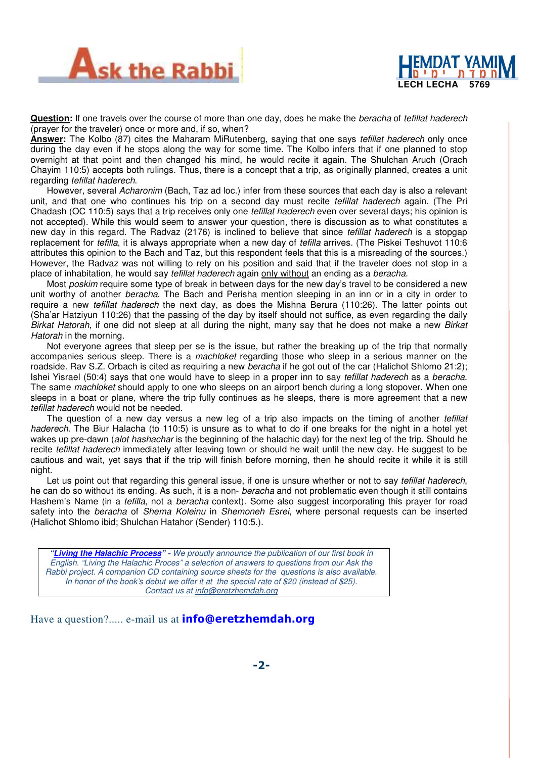# Ask the Rabbi

**HEMDAT YAMIM**
**LECH LECHA 5769**

**Question:** If one travels over the course of more than one day, does he make the *beracha* of *tefillat haderech* (prayer for the traveler) once or more and, if so, when?

**Answer:** The Kolbo (87) cites the Maharam MiRutenberg, saying that one says *tefillat haderech* only once during the day even if he stops along the way for some time. The Kolbo infers that if one planned to stop overnight at that point and then changed his mind, he would recite it again. The Shulchan Aruch (Orach Chayim 110:5) accepts both rulings. Thus, there is a concept that a trip, as originally planned, creates a unit regarding *tefillat haderech*.

However, several *Acharonim* (Bach, Taz ad loc.) infer from these sources that each day is also a relevant unit, and that one who continues his trip on a second day must recite *tefillat haderech* again. (The Pri Chadash (OC 110:5) says that a trip receives only one *tefillat haderech* even over several days; his opinion is not accepted). While this would seem to answer your question, there is discussion as to what constitutes a new day in this regard. The Radvaz (2176) is inclined to believe that since *tefillat haderech* is a stopgap replacement for *tefilla*, it is always appropriate when a new day of *tefilla* arrives. (The Piskei Teshuvot 110:6 attributes this opinion to the Bach and Taz, but this respondent feels that this is a misreading of the sources.) However, the Radvaz was not willing to rely on his position and said that if the traveler does not stop in a place of inhabitation, he would say *tefillat haderech* again only without an ending as a *beracha*.

Most *poskim* require some type of break in between days for the new day's travel to be considered a new unit worthy of another *beracha*. The Bach and Perisha mention sleeping in an inn or in a city in order to require a new *tefillat haderech* the next day, as does the Mishna Berura (110:26). The latter points out (Sha'ar Hatziyun 110:26) that the passing of the day by itself should not suffice, as even regarding the daily *Birkat Hatorah*, if one did not sleep at all during the night, many say that he does not make a new *Birkat Hatorah* in the morning.

Not everyone agrees that sleep per se is the issue, but rather the breaking up of the trip that normally accompanies serious sleep. There is a *machloket* regarding those who sleep in a serious manner on the roadside. Rav S.Z. Orbach is cited as requiring a new *beracha* if he got out of the car (Halichot Shlomo 21:2); Ishei Yisrael (50:4) says that one would have to sleep in a proper inn to say *tefillat haderech* as a *beracha*. The same *machloket* should apply to one who sleeps on an airport bench during a long stopover. When one sleeps in a boat or plane, where the trip fully continues as he sleeps, there is more agreement that a new *tefillat haderech* would not be needed.

The question of a new day versus a new leg of a trip also impacts on the timing of another *tefillat haderech*. The Biur Halacha (to 110:5) is unsure as to what to do if one breaks for the night in a hotel yet wakes up pre-dawn (*alot hashachar* is the beginning of the halachic day) for the next leg of the trip. Should he recite *tefillat haderech* immediately after leaving town or should he wait until the new day. He suggest to be cautious and wait, yet says that if the trip will finish before morning, then he should recite it while it is still night.

Let us point out that regarding this general issue, if one is unsure whether or not to say *tefillat haderech*, he can do so without its ending. As such, it is a non- *beracha* and not problematic even though it still contains Hashem's Name (in a *tefilla*, not a *beracha* context). Some also suggest incorporating this prayer for road safety into the *beracha* of *Shema Koleinu* in *Shemoneh Esrei*, where personal requests can be inserted (Halichot Shlomo ibid; Shulchan Hatahor (Sender) 110:5.).

> ***"Living the Halachic Process"*** *- We proudly announce the publication of our first book in English. "Living the Halachic Proces" a selection of answers to questions from our Ask the Rabbi project. A companion CD containing source sheets for the questions is also available. In honor of the book's debut we offer it at the special rate of $20 (instead of $25). Contact us at info@eretzhemdah.org*

Have a question?..... e-mail us at **info@eretzhemdah.org**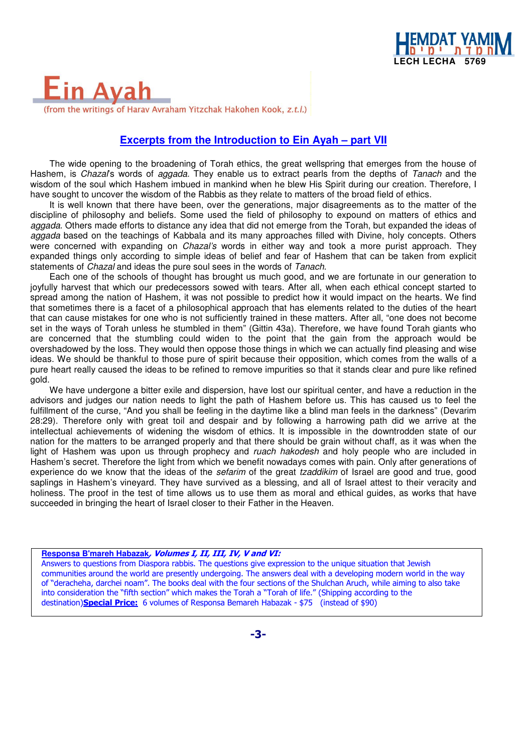# Ein Ayah

(from the writings of Harav Avraham Yitzchak Hakohen Kook, *z.t.l.*)

## Excerpts from the Introduction to Ein Ayah – part VII

The wide opening to the broadening of Torah ethics, the great wellspring that emerges from the house of Hashem, is *Chazal*'s words of *aggada*. They enable us to extract pearls from the depths of *Tanach* and the wisdom of the soul which Hashem imbued in mankind when he blew His Spirit during our creation. Therefore, I have sought to uncover the wisdom of the Rabbis as they relate to matters of the broad field of ethics.

It is well known that there have been, over the generations, major disagreements as to the matter of the discipline of philosophy and beliefs. Some used the field of philosophy to expound on matters of ethics and *aggada*. Others made efforts to distance any idea that did not emerge from the Torah, but expanded the ideas of *aggada* based on the teachings of Kabbala and its many approaches filled with Divine, holy concepts. Others were concerned with expanding on *Chazal's* words in either way and took a more purist approach. They expanded things only according to simple ideas of belief and fear of Hashem that can be taken from explicit statements of *Chazal* and ideas the pure soul sees in the words of *Tanach*.

Each one of the schools of thought has brought us much good, and we are fortunate in our generation to joyfully harvest that which our predecessors sowed with tears. After all, when each ethical concept started to spread among the nation of Hashem, it was not possible to predict how it would impact on the hearts. We find that sometimes there is a facet of a philosophical approach that has elements related to the duties of the heart that can cause mistakes for one who is not sufficiently trained in these matters. After all, "one does not become set in the ways of Torah unless he stumbled in them" (Gittin 43a). Therefore, we have found Torah giants who are concerned that the stumbling could widen to the point that the gain from the approach would be overshadowed by the loss. They would then oppose those things in which we can actually find pleasing and wise ideas. We should be thankful to those pure of spirit because their opposition, which comes from the walls of a pure heart really caused the ideas to be refined to remove impurities so that it stands clear and pure like refined gold.

We have undergone a bitter exile and dispersion, have lost our spiritual center, and have a reduction in the advisors and judges our nation needs to light the path of Hashem before us. This has caused us to feel the fulfillment of the curse, "And you shall be feeling in the daytime like a blind man feels in the darkness" (Devarim 28:29). Therefore only with great toil and despair and by following a harrowing path did we arrive at the intellectual achievements of widening the wisdom of ethics. It is impossible in the downtrodden state of our nation for the matters to be arranged properly and that there should be grain without chaff, as it was when the light of Hashem was upon us through prophecy and *ruach hakodesh* and holy people who are included in Hashem's secret. Therefore the light from which we benefit nowadays comes with pain. Only after generations of experience do we know that the ideas of the *sefarim* of the great *tzaddikim* of Israel are good and true, good saplings in Hashem's vineyard. They have survived as a blessing, and all of Israel attest to their veracity and holiness. The proof in the test of time allows us to use them as moral and ethical guides, as works that have succeeded in bringing the heart of Israel closer to their Father in the Heaven.

---

**Responsa B'mareh Habazak*, Volumes I, II, III, IV, V and VI:***
Answers to questions from Diaspora rabbis. The questions give expression to the unique situation that Jewish communities around the world are presently undergoing. The answers deal with a developing modern world in the way of "deracheha, darchei noam". The books deal with the four sections of the Shulchan Aruch, while aiming to also take into consideration the "fifth section" which makes the Torah a "Torah of life." (Shipping according to the destination)**Special Price:** 6 volumes of Responsa Bemareh Habazak - $75 (instead of $90)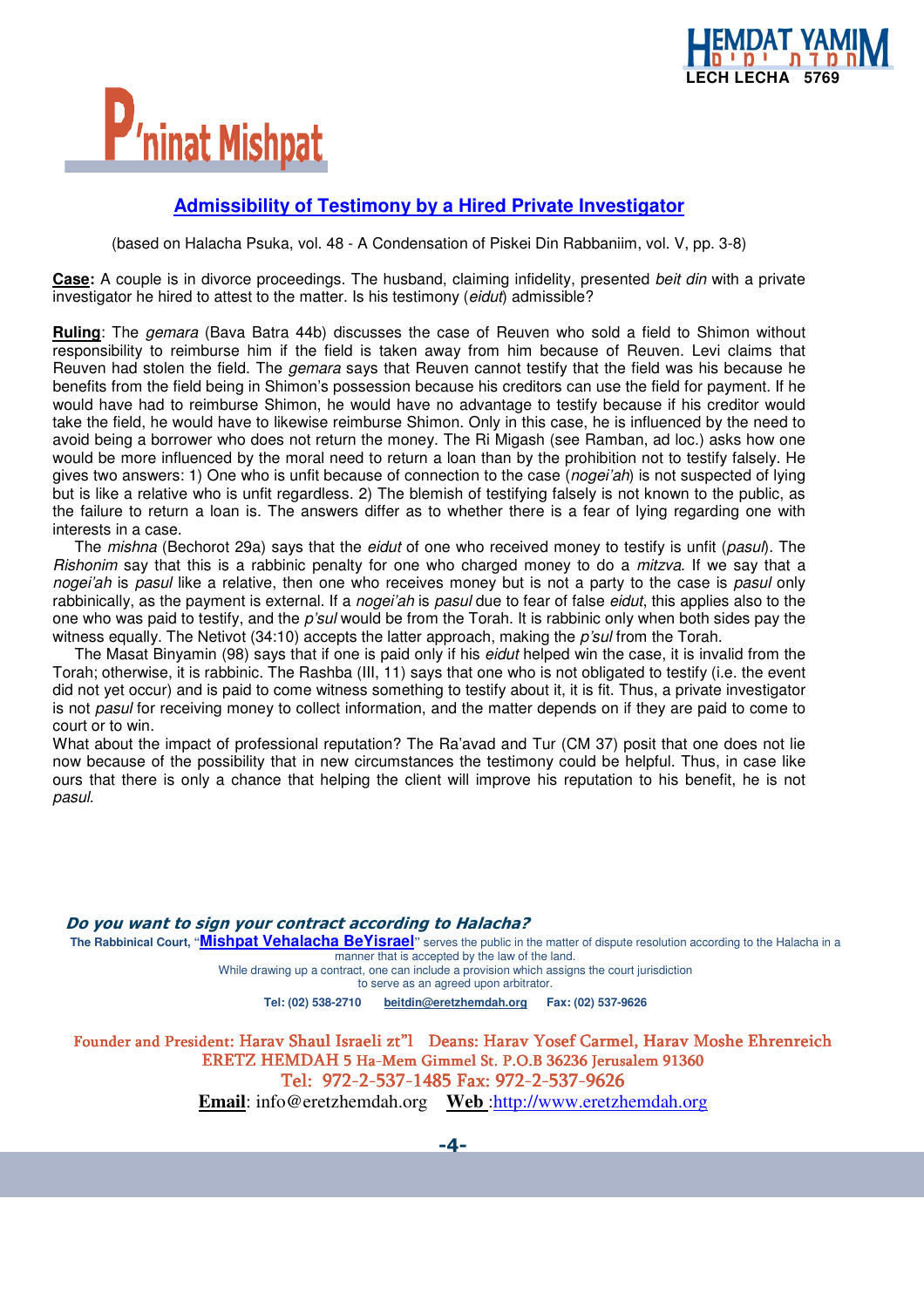# P'ninat Mishpat

## Admissibility of Testimony by a Hired Private Investigator

(based on Halacha Psuka, vol. 48 - A Condensation of Piskei Din Rabbaniim, vol. V, pp. 3-8)

**Case:** A couple is in divorce proceedings. The husband, claiming infidelity, presented *beit din* with a private investigator he hired to attest to the matter. Is his testimony (*eidut*) admissible?

**Ruling**: The *gemara* (Bava Batra 44b) discusses the case of Reuven who sold a field to Shimon without responsibility to reimburse him if the field is taken away from him because of Reuven. Levi claims that Reuven had stolen the field. The *gemara* says that Reuven cannot testify that the field was his because he benefits from the field being in Shimon's possession because his creditors can use the field for payment. If he would have had to reimburse Shimon, he would have no advantage to testify because if his creditor would take the field, he would have to likewise reimburse Shimon. Only in this case, he is influenced by the need to avoid being a borrower who does not return the money. The Ri Migash (see Ramban, ad loc.) asks how one would be more influenced by the moral need to return a loan than by the prohibition not to testify falsely. He gives two answers: 1) One who is unfit because of connection to the case (*nogei'ah*) is not suspected of lying but is like a relative who is unfit regardless. 2) The blemish of testifying falsely is not known to the public, as the failure to return a loan is. The answers differ as to whether there is a fear of lying regarding one with interests in a case.

The *mishna* (Bechorot 29a) says that the *eidut* of one who received money to testify is unfit (*pasul*). The *Rishonim* say that this is a rabbinic penalty for one who charged money to do a *mitzva*. If we say that a *nogei'ah* is *pasul* like a relative, then one who receives money but is not a party to the case is *pasul* only rabbinically, as the payment is external. If a *nogei'ah* is *pasul* due to fear of false *eidut*, this applies also to the one who was paid to testify, and the *p'sul* would be from the Torah. It is rabbinic only when both sides pay the witness equally. The Netivot (34:10) accepts the latter approach, making the *p'sul* from the Torah.

The Masat Binyamin (98) says that if one is paid only if his *eidut* helped win the case, it is invalid from the Torah; otherwise, it is rabbinic. The Rashba (III, 11) says that one who is not obligated to testify (i.e. the event did not yet occur) and is paid to come witness something to testify about it, it is fit. Thus, a private investigator is not *pasul* for receiving money to collect information, and the matter depends on if they are paid to come to court or to win.

What about the impact of professional reputation? The Ra'avad and Tur (CM 37) posit that one does not lie now because of the possibility that in new circumstances the testimony could be helpful. Thus, in case like ours that there is only a chance that helping the client will improve his reputation to his benefit, he is not *pasul*.

***Do you want to sign your contract according to Halacha?***

The Rabbinical Court, "**Mishpat Vehalacha BeYisrael**" serves the public in the matter of dispute resolution according to the Halacha in a manner that is accepted by the law of the land.
While drawing up a contract, one can include a provision which assigns the court jurisdiction to serve as an agreed upon arbitrator.

**Tel: (02) 538-2710** **beitdin@eretzhemdah.org** **Fax: (02) 537-9626**

Founder and President: Harav Shaul Israeli zt"l Deans: Harav Yosef Carmel, Harav Moshe Ehrenreich
ERETZ HEMDAH 5 Ha-Mem Gimmel St. P.O.B 36236 Jerusalem 91360
Tel: 972-2-537-1485 Fax: 972-2-537-9626
**Email**: info@eretzhemdah.org **Web** :http://www.eretzhemdah.org